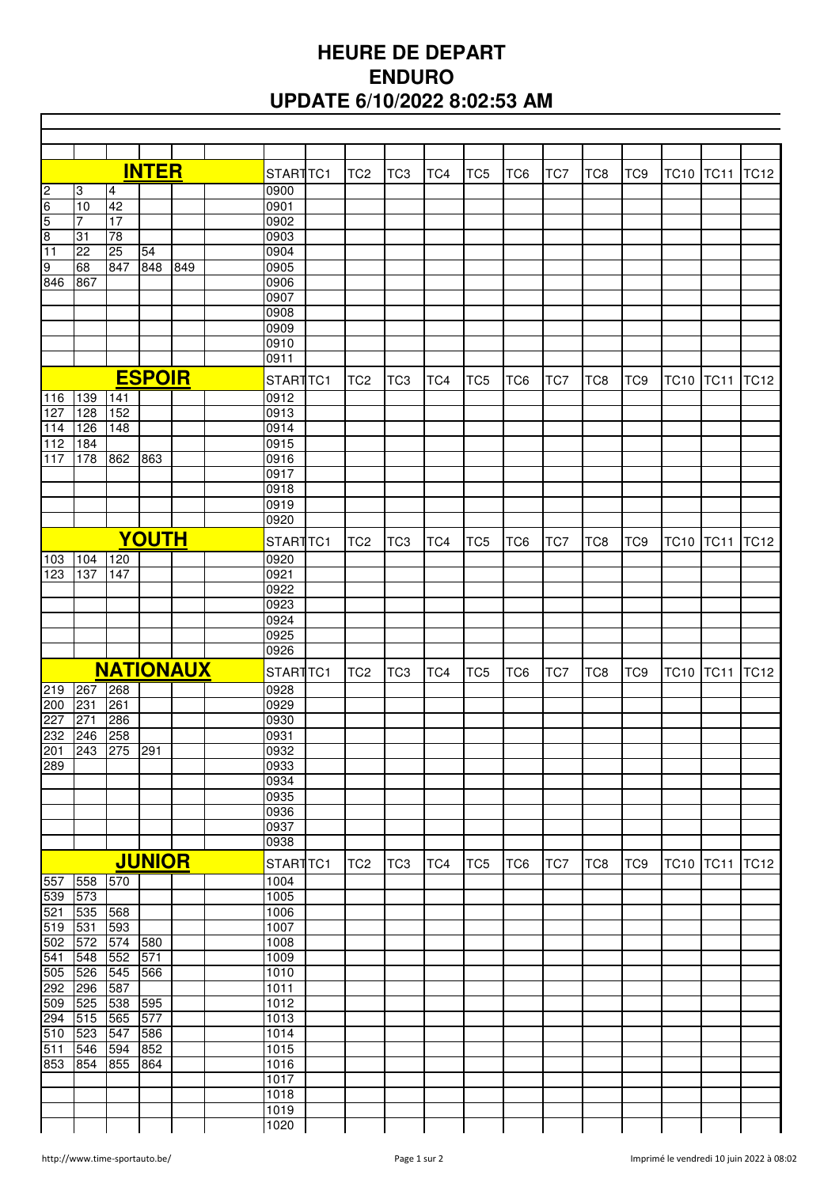# HEURE DE DEPART
# ENDURO
# UPDATE 6/10/2022 8:02:53 AM

| | | | | | | | | | | | | | | | | | | |
|---|---|---|---|---|---|---|---|---|---|---|---|---|---|---|---|---|---|---|
| **INTER** | | | | | | START | TC1 | TC2 | TC3 | TC4 | TC5 | TC6 | TC7 | TC8 | TC9 | TC10 | TC11 | TC12 |
| 2 | 3 | 4 | | | | 0900 | | | | | | | | | | | | |
| 6 | 10 | 42 | | | | 0901 | | | | | | | | | | | | |
| 5 | 7 | 17 | | | | 0902 | | | | | | | | | | | | |
| 8 | 31 | 78 | | | | 0903 | | | | | | | | | | | | |
| 11 | 22 | 25 | 54 | | | 0904 | | | | | | | | | | | | |
| 9 | 68 | 847 | 848 | 849 | | 0905 | | | | | | | | | | | | |
| 846 | 867 | | | | | 0906 | | | | | | | | | | | | |
| | | | | | | 0907 | | | | | | | | | | | | |
| | | | | | | 0908 | | | | | | | | | | | | |
| | | | | | | 0909 | | | | | | | | | | | | |
| | | | | | | 0910 | | | | | | | | | | | | |
| | | | | | | 0911 | | | | | | | | | | | | |
| **ESPOIR** | | | | | | START | TC1 | TC2 | TC3 | TC4 | TC5 | TC6 | TC7 | TC8 | TC9 | TC10 | TC11 | TC12 |
| 116 | 139 | 141 | | | | 0912 | | | | | | | | | | | | |
| 127 | 128 | 152 | | | | 0913 | | | | | | | | | | | | |
| 114 | 126 | 148 | | | | 0914 | | | | | | | | | | | | |
| 112 | 184 | | | | | 0915 | | | | | | | | | | | | |
| 117 | 178 | 862 | 863 | | | 0916 | | | | | | | | | | | | |
| | | | | | | 0917 | | | | | | | | | | | | |
| | | | | | | 0918 | | | | | | | | | | | | |
| | | | | | | 0919 | | | | | | | | | | | | |
| | | | | | | 0920 | | | | | | | | | | | | |
| **YOUTH** | | | | | | START | TC1 | TC2 | TC3 | TC4 | TC5 | TC6 | TC7 | TC8 | TC9 | TC10 | TC11 | TC12 |
| 103 | 104 | 120 | | | | 0920 | | | | | | | | | | | | |
| 123 | 137 | 147 | | | | 0921 | | | | | | | | | | | | |
| | | | | | | 0922 | | | | | | | | | | | | |
| | | | | | | 0923 | | | | | | | | | | | | |
| | | | | | | 0924 | | | | | | | | | | | | |
| | | | | | | 0925 | | | | | | | | | | | | |
| | | | | | | 0926 | | | | | | | | | | | | |
| **NATIONAUX** | | | | | | START | TC1 | TC2 | TC3 | TC4 | TC5 | TC6 | TC7 | TC8 | TC9 | TC10 | TC11 | TC12 |
| 219 | 267 | 268 | | | | 0928 | | | | | | | | | | | | |
| 200 | 231 | 261 | | | | 0929 | | | | | | | | | | | | |
| 227 | 271 | 286 | | | | 0930 | | | | | | | | | | | | |
| 232 | 246 | 258 | | | | 0931 | | | | | | | | | | | | |
| 201 | 243 | 275 | 291 | | | 0932 | | | | | | | | | | | | |
| 289 | | | | | | 0933 | | | | | | | | | | | | |
| | | | | | | 0934 | | | | | | | | | | | | |
| | | | | | | 0935 | | | | | | | | | | | | |
| | | | | | | 0936 | | | | | | | | | | | | |
| | | | | | | 0937 | | | | | | | | | | | | |
| | | | | | | 0938 | | | | | | | | | | | | |
| **JUNIOR** | | | | | | START | TC1 | TC2 | TC3 | TC4 | TC5 | TC6 | TC7 | TC8 | TC9 | TC10 | TC11 | TC12 |
| 557 | 558 | 570 | | | | 1004 | | | | | | | | | | | | |
| 539 | 573 | | | | | 1005 | | | | | | | | | | | | |
| 521 | 535 | 568 | | | | 1006 | | | | | | | | | | | | |
| 519 | 531 | 593 | | | | 1007 | | | | | | | | | | | | |
| 502 | 572 | 574 | 580 | | | 1008 | | | | | | | | | | | | |
| 541 | 548 | 552 | 571 | | | 1009 | | | | | | | | | | | | |
| 505 | 526 | 545 | 566 | | | 1010 | | | | | | | | | | | | |
| 292 | 296 | 587 | | | | 1011 | | | | | | | | | | | | |
| 509 | 525 | 538 | 595 | | | 1012 | | | | | | | | | | | | |
| 294 | 515 | 565 | 577 | | | 1013 | | | | | | | | | | | | |
| 510 | 523 | 547 | 586 | | | 1014 | | | | | | | | | | | | |
| 511 | 546 | 594 | 852 | | | 1015 | | | | | | | | | | | | |
| 853 | 854 | 855 | 864 | | | 1016 | | | | | | | | | | | | |
| | | | | | | 1017 | | | | | | | | | | | | |
| | | | | | | 1018 | | | | | | | | | | | | |
| | | | | | | 1019 | | | | | | | | | | | | |
| | | | | | | 1020 | | | | | | | | | | | | |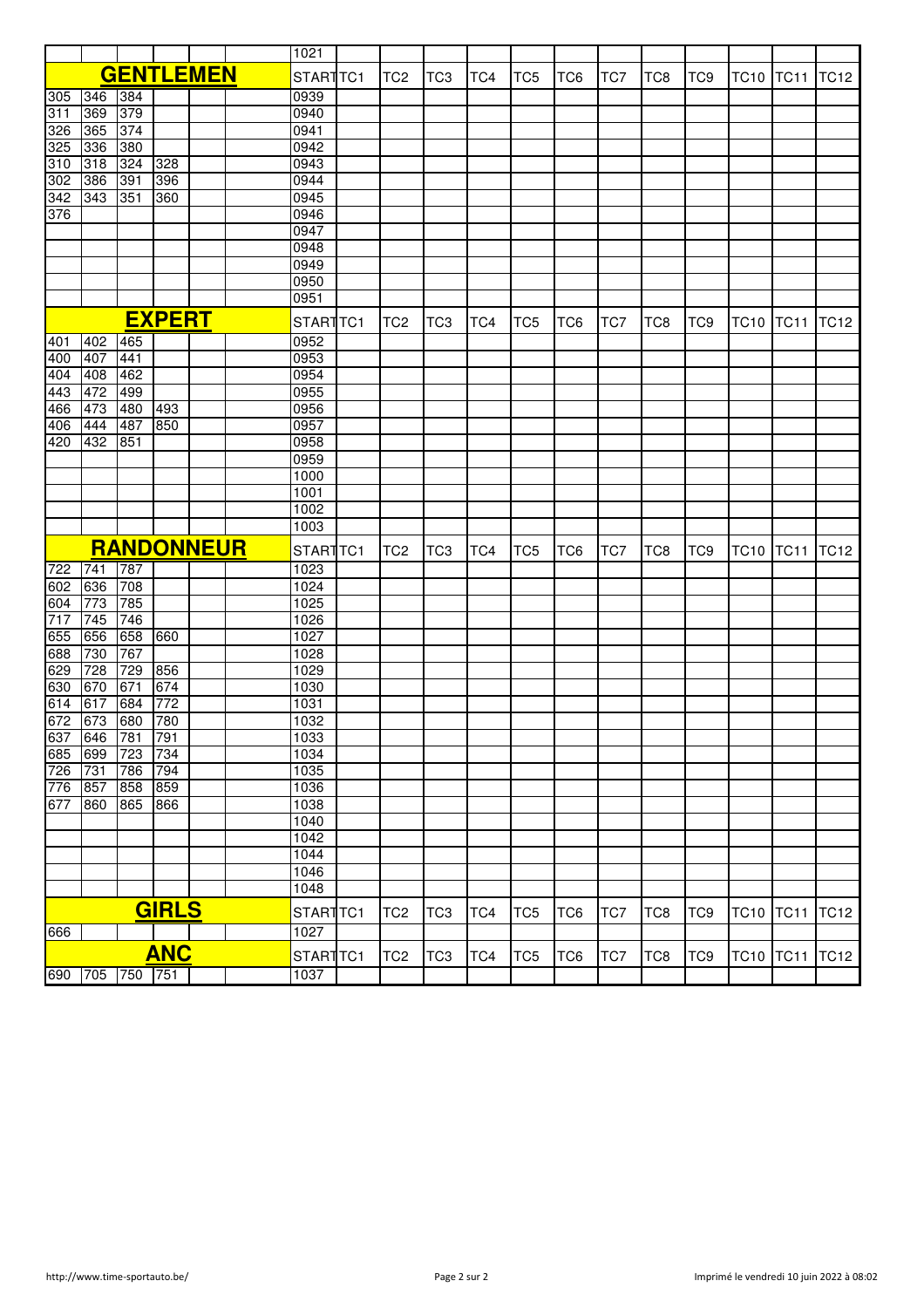| | | | | | | | | | | | | | | | | | | |
|---|---|---|---|---|---|---|---|---|---|---|---|---|---|---|---|---|---|---|
| | | | | | | 1021 | | | | | | | | | | | | |
| **GENTLEMEN** | | | | | | START | TC1 | TC2 | TC3 | TC4 | TC5 | TC6 | TC7 | TC8 | TC9 | TC10 | TC11 | TC12 |
| 305 | 346 | 384 | | | | 0939 | | | | | | | | | | | | |
| 311 | 369 | 379 | | | | 0940 | | | | | | | | | | | | |
| 326 | 365 | 374 | | | | 0941 | | | | | | | | | | | | |
| 325 | 336 | 380 | | | | 0942 | | | | | | | | | | | | |
| 310 | 318 | 324 | 328 | | | 0943 | | | | | | | | | | | | |
| 302 | 386 | 391 | 396 | | | 0944 | | | | | | | | | | | | |
| 342 | 343 | 351 | 360 | | | 0945 | | | | | | | | | | | | |
| 376 | | | | | | 0946 | | | | | | | | | | | | |
| | | | | | | 0947 | | | | | | | | | | | | |
| | | | | | | 0948 | | | | | | | | | | | | |
| | | | | | | 0949 | | | | | | | | | | | | |
| | | | | | | 0950 | | | | | | | | | | | | |
| | | | | | | 0951 | | | | | | | | | | | | |
| **EXPERT** | | | | | | START | TC1 | TC2 | TC3 | TC4 | TC5 | TC6 | TC7 | TC8 | TC9 | TC10 | TC11 | TC12 |
| 401 | 402 | 465 | | | | 0952 | | | | | | | | | | | | |
| 400 | 407 | 441 | | | | 0953 | | | | | | | | | | | | |
| 404 | 408 | 462 | | | | 0954 | | | | | | | | | | | | |
| 443 | 472 | 499 | | | | 0955 | | | | | | | | | | | | |
| 466 | 473 | 480 | 493 | | | 0956 | | | | | | | | | | | | |
| 406 | 444 | 487 | 850 | | | 0957 | | | | | | | | | | | | |
| 420 | 432 | 851 | | | | 0958 | | | | | | | | | | | | |
| | | | | | | 0959 | | | | | | | | | | | | |
| | | | | | | 1000 | | | | | | | | | | | | |
| | | | | | | 1001 | | | | | | | | | | | | |
| | | | | | | 1002 | | | | | | | | | | | | |
| | | | | | | 1003 | | | | | | | | | | | | |
| **RANDONNEUR** | | | | | | START | TC1 | TC2 | TC3 | TC4 | TC5 | TC6 | TC7 | TC8 | TC9 | TC10 | TC11 | TC12 |
| 722 | 741 | 787 | | | | 1023 | | | | | | | | | | | | |
| 602 | 636 | 708 | | | | 1024 | | | | | | | | | | | | |
| 604 | 773 | 785 | | | | 1025 | | | | | | | | | | | | |
| 717 | 745 | 746 | | | | 1026 | | | | | | | | | | | | |
| 655 | 656 | 658 | 660 | | | 1027 | | | | | | | | | | | | |
| 688 | 730 | 767 | | | | 1028 | | | | | | | | | | | | |
| 629 | 728 | 729 | 856 | | | 1029 | | | | | | | | | | | | |
| 630 | 670 | 671 | 674 | | | 1030 | | | | | | | | | | | | |
| 614 | 617 | 684 | 772 | | | 1031 | | | | | | | | | | | | |
| 672 | 673 | 680 | 780 | | | 1032 | | | | | | | | | | | | |
| 637 | 646 | 781 | 791 | | | 1033 | | | | | | | | | | | | |
| 685 | 699 | 723 | 734 | | | 1034 | | | | | | | | | | | | |
| 726 | 731 | 786 | 794 | | | 1035 | | | | | | | | | | | | |
| 776 | 857 | 858 | 859 | | | 1036 | | | | | | | | | | | | |
| 677 | 860 | 865 | 866 | | | 1038 | | | | | | | | | | | | |
| | | | | | | 1040 | | | | | | | | | | | | |
| | | | | | | 1042 | | | | | | | | | | | | |
| | | | | | | 1044 | | | | | | | | | | | | |
| | | | | | | 1046 | | | | | | | | | | | | |
| | | | | | | 1048 | | | | | | | | | | | | |
| **GIRLS** | | | | | | START | TC1 | TC2 | TC3 | TC4 | TC5 | TC6 | TC7 | TC8 | TC9 | TC10 | TC11 | TC12 |
| 666 | | | | | | 1027 | | | | | | | | | | | | |
| **ANC** | | | | | | START | TC1 | TC2 | TC3 | TC4 | TC5 | TC6 | TC7 | TC8 | TC9 | TC10 | TC11 | TC12 |
| 690 | 705 | 750 | 751 | | | 1037 | | | | | | | | | | | | |

http://www.time-sportauto.be/

Imprimé le vendredi 10 juin 2022 à 08:02